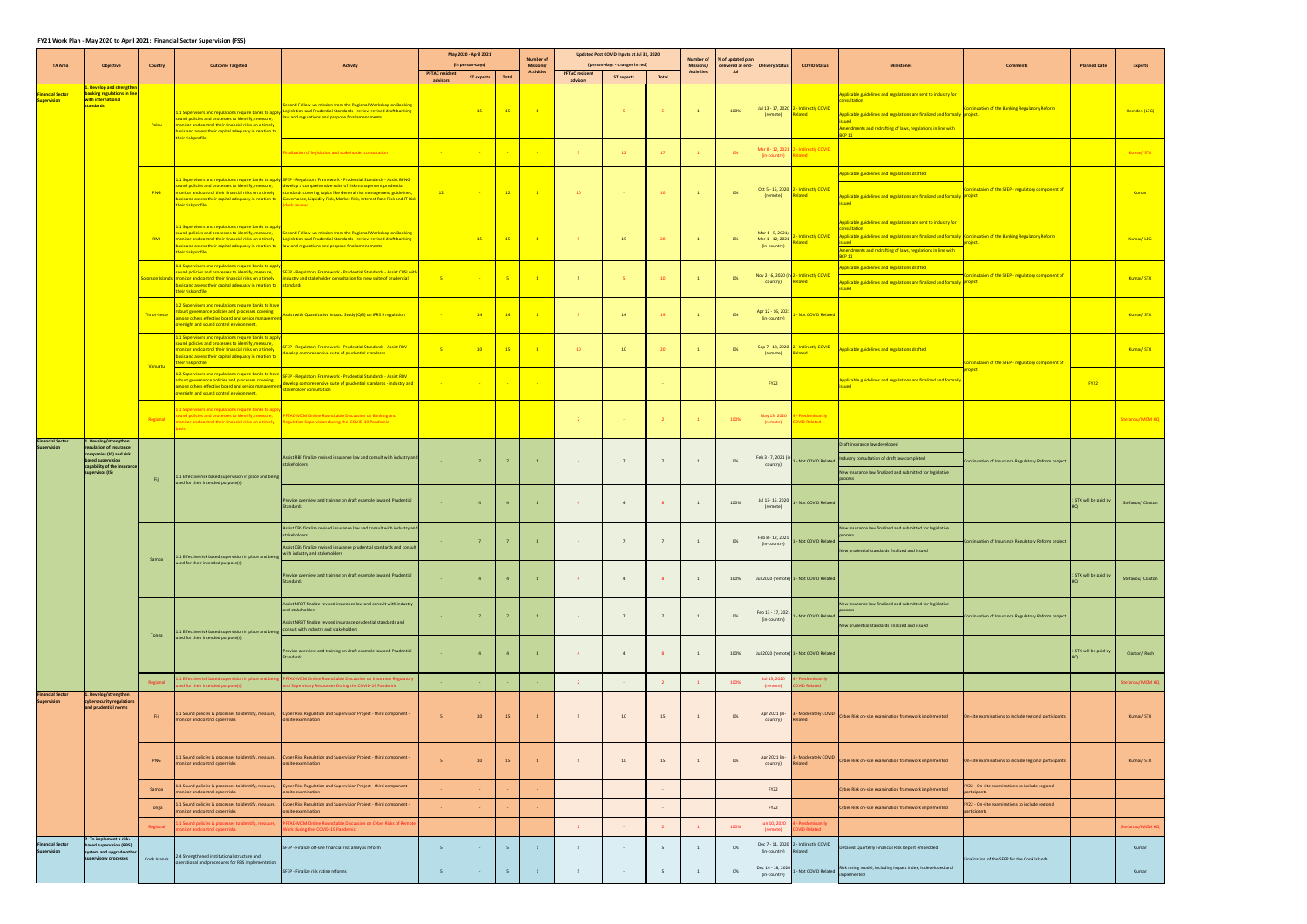# FY21 Work Plan - May 2020 to April 2021: Financial Sector Supervision (FSS)

| TA Area | Objective | Country | Outcome Targeted | Activity | May 2020 - April 2021 (in person-days) PFTAC resident advisors | ST experts | Total | Number of Missions/ Activities | Updated Post COVID Inputs at Jul 31, 2020 (person-days - changes in red) PFTAC resident advisors | ST experts | Total | Number of Missions/ Activities | % of updated plan delivered at end-Jul | Delivery Status | COVID Status | Milestones | Comments | Planned Date | Experts |
|---|---|---|---|---|---|---|---|---|---|---|---|---|---|---|---|---|---|---|---|
| Financial Sector Supervision | 1. Develop and strengthen banking regulations in line with international standards | Palau | 1.1 Supervisors and regulations require banks to apply sound policies and processes to identify, measure, monitor and control their financial risks on a timely basis and assess their capital adequacy in relation to their risk profile | Second Follow-up mission from the Regional Workshop on Banking Legislation and Prudential Standards - review revised draft banking law and regulations and propose final amendments | - | 15 | 15 | 1 | - | 5 | 5 | 1 | 100% | Jul 13 - 17, 2020 (remote) | 2 - Indirectly COVID Related | Applicable guidelines and regulations are sent to industry for consultation; Applicable guidelines and regulations are finalized and formally issued; Amendments and redrafting of laws, regulations in line with BCP 11 | Continuation of the Banking Regulatory Reform project. | | Heerden (LEG) |
| | | | | Finalization of legislation and stakeholder consultation | - | - | - | - | 5 | 12 | 17 | 1 | 0% | Mar 8 - 12, 2021 (in-country) | 2 - Indirectly COVID Related | | | | Kumar/ STX |
| | | PNG | 1.1 Supervisors and regulations require banks to apply sound policies and processes to identify, measure, monitor and control their financial risks on a timely basis and assess their capital adequacy in relation to their risk profile | SFEP - Regulatory Framework - Prudential Standards - Assist BPNG develop a comprehensive suite of risk management prudential standards covering topics like General risk management guidelines, Governance, Liquidity Risk, Market Risk, Interest Rate Risk and IT Risk (desk review) | 12 | - | 12 | 1 | 10 | - | 10 | 1 | 0% | Oct 5 - 16, 2020 (remote) | 2 - Indirectly COVID Related | Applicable guidelines and regulations drafted; Applicable guidelines and regulations are finalized and formally issued | Continuation of the SFEP - regulatory component of project | | Kumar |
| | | RMI | 1.1 Supervisors and regulations require banks to apply sound policies and processes to identify, measure, monitor and control their financial risks on a timely basis and assess their capital adequacy in relation to their risk profile | Second Follow-up mission from the Regional Workshop on Banking Legislation and Prudential Standards - review revised draft banking law and regulations and propose final amendments | - | 15 | 15 | 1 | 5 | 15 | 20 | 1 | 0% | Mar 1 - 5, 2021/ Mar 1 - 12, 2021 (in-country) | 2 - Indirectly COVID Related | Applicable guidelines and regulations are sent to industry for consultation; Applicable guidelines and regulations are finalized and formally issued; Amendments and redrafting of laws, regulations in line with BCP 11 | Continuation of the Banking Regulatory Reform project. | | Kumar/ LEG |
| | | Solomon Islands | 1.1 Supervisors and regulations require banks to apply sound policies and processes to identify, measure, monitor and control their financial risks on a timely basis and assess their capital adequacy in relation to their risk profile | SFEP - Regulatory Framework - Prudential Standards - Assist CBSI with industry and stakeholder consultation for new suite of prudential standards | 5 | - | 5 | 1 | 5 | 5 | 10 | 1 | 0% | Nov 2 - 6, 2020 (in-country) | 2 - Indirectly COVID Related | Applicable guidelines and regulations drafted; Applicable guidelines and regulations are finalized and formally issued | Continuation of the SFEP - regulatory component of project | | Kumar/ STX |
| | | Timor-Leste | 1.2 Supervisors and regulations require banks to have robust governance policies and processes covering among others effective board and senior management oversight and sound control environment. | Assist with Quantitative Impact Study (QIS) on IFRS 9 regulation | - | 14 | 14 | 1 | 5 | 14 | 19 | 1 | 0% | Apr 12 - 16, 2021 (in-country) | 1 - Not COVID Related | | | | Kumar/ STX |
| | | Vanuatu | 1.1 Supervisors and regulations require banks to apply sound policies and processes to identify, measure, monitor and control their financial risks on a timely basis and assess their capital adequacy in relation to their risk profile | SFEP - Regulatory Framework - Prudential Standards - Assist RBV develop comprehensive suite of prudential standards | 5 | 10 | 15 | 1 | 10 | 10 | 20 | 1 | 0% | Sep 7 - 18, 2020 (remote) | 2 - Indirectly COVID Related | Applicable guidelines and regulations drafted | Continuation of the SFEP - regulatory component of project | | Kumar/ STX |
| | | | 1.2 Supervisors and regulations require banks to have robust governance policies and processes covering among others effective board and senior management oversight and sound control environment. | SFEP - Regulatory Framework - Prudential Standards - Assist RBV develop comprehensive suite of prudential standards - industry and stakeholder consultation | - | - | - | - | | | - | | | FY22 | | Applicable guidelines and regulations are finalized and formally issued | | FY22 | |
| | | Regional | 1.1 Supervisors and regulations require banks to apply sound policies and processes to identify, measure, monitor and control their financial risks on a timely basis | PFTAC-MCM Online Roundtable Discussion on Banking and Regulation Supervision during the COVID-19 Pandemic | | | | | 2 | - | 2 | 1 | 100% | May 13, 2020 (remote) | 4 - Predominantly COVID Related | | | | Stefanou/ MCM HQ |
| Financial Sector Supervision | 1. Develop/strengthen regulation of insurance companies (IC) and risk based supervision capability of the insurance supervisor (IS) | Fiji | 1.1 Effective risk based supervision in place and being used for their intended purpose(s) | Assist RBF finalize revised insurance law and consult with industry and stakeholders | - | 7 | 7 | 1 | - | 7 | 7 | 1 | 0% | Feb 3 - 7, 2021 (in-country) | 1 - Not COVID Related | Draft insurance law developed; Industry consultation of draft law completed; New insurance law finalized and submitted for legislative process | Continuation of Insurance Regulatory Reform project | | |
| | | | | Provide overview and training on draft example law and Prudential Standards | - | 4 | 4 | 1 | 4 | 4 | 8 | 1 | 100% | Jul 13 - 16, 2020 (remote) | 1 - Not COVID Related | | | 1 STX will be paid by HQ | Stefanou/ Claxton |
| | | Samoa | 1.1 Effective risk based supervision in place and being used for their intended purpose(s) | Assist CBS finalize revised insurance law and consult with industry and stakeholders; Assist CBS finalize revised insurance prudential standards and consult with industry and stakeholders | - | 7 | 7 | 1 | - | 7 | 7 | 1 | 0% | Feb 8 - 12, 2021 (in-country) | 1 - Not COVID Related | New insurance law finalized and submitted for legislative process; New prudential standards finalized and issued | Continuation of Insurance Regulatory Reform project | | |
| | | | | Provide overview and training on draft example law and Prudential Standards | - | 4 | 4 | 1 | 4 | 4 | 8 | 1 | 100% | Jul 2020 (remote) | 1 - Not COVID Related | | | 1 STX will be paid by HQ | Stefanou/ Claxton |
| | | Tonga | 1.1 Effective risk based supervision in place and being used for their intended purpose(s) | Assist NRBT finalize revised insurance law and consult with industry and stakeholders; Assist NRBT finalize revised insurance prudential standards and consult with industry and stakeholders | - | 7 | 7 | 1 | - | 7 | 7 | 1 | 0% | Feb 13 - 17, 2021 (in-country) | 1 - Not COVID Related | New insurance law finalized and submitted for legislative process; New prudential standards finalized and issued | Continuation of Insurance Regulatory Reform project | | |
| | | | | Provide overview and training on draft example law and Prudential Standards | - | 4 | 4 | 1 | 4 | 4 | 8 | 1 | 100% | Jul 2020 (remote) | 1 - Not COVID Related | | | 1 STX will be paid by HQ | Claxton/ Rush |
| | | Regional | 1.1 Effective risk based supervision in place and being used for their intended purpose(s) | PFTAC-MCM Online Roundtable Discussion on Insurance Regulatory and Supervisory Responses During the COVID-19 Pandemic | - | - | - | - | 2 | - | 2 | 1 | 100% | Jul 15, 2020 (remote) | 4 - Predominantly COVID Related | | | | Stefanou/ MCM HQ |
| Financial Sector Supervision | 1. Develop/strengthen cybersecurity regulations and prudential norms | Fiji | 1.1 Sound policies & processes to identify, measure, monitor and control cyber risks | Cyber Risk Regulation and Supervision Project - third component - onsite examination | 5 | 10 | 15 | 1 | 5 | 10 | 15 | 1 | 0% | Apr 2021 (in-country) | 3 - Moderately COVID Related | Cyber Risk on-site examination framework implemented | On-site examinations to include regional participants | | Kumar/ STX |
| | | PNG | 1.1 Sound policies & processes to identify, measure, monitor and control cyber risks | Cyber Risk Regulation and Supervision Project - third component - onsite examination | 5 | 10 | 15 | 1 | 5 | 10 | 15 | 1 | 0% | Apr 2021 (in-country) | 3 - Moderately COVID Related | Cyber Risk on-site examination framework implemented | On-site examinations to include regional participants | | Kumar/ STX |
| | | Samoa | 1.1 Sound policies & processes to identify, measure, monitor and control cyber risks | Cyber Risk Regulation and Supervision Project - third component - onsite examination | - | - | - | - | | | - | | | FY22 | | Cyber Risk on-site examination framework implemented | FY22 - On-site examinations to include regional participants | | |
| | | Tonga | 1.1 Sound policies & processes to identify, measure, monitor and control cyber risks | Cyber Risk Regulation and Supervision Project - third component - onsite examination | - | - | - | - | | | - | | | FY22 | | Cyber Risk on-site examination framework implemented | FY22 - On-site examinations to include regional participants | | |
| | | Regional | 1.1 Sound policies & processes to identify, measure, monitor and control cyber risks | PFTAC-MCM Online Roundtable Discussion on Cyber Risks of Remote Work during the COVID-19 Pandemic | | | | | 2 | - | 2 | 1 | 100% | Jun 10, 2020 (remote) | 4 - Predominantly COVID Related | | | | Stefanou/ MCM HQ |
| Financial Sector Supervision | 2. To implement a risk-based supervision (RBS) system and upgrade other supervisory processes | Cook Islands | 2.4 Strengthened institutional structure and operational and procedures for RBS implementation | SFEP - Finalize off-site financial risk analysis reform | 5 | - | 5 | 1 | 5 | - | 5 | 1 | 0% | Dec 7 - 11, 2020 (in-country) | 2 - Indirectly COVID Related | Detailed Quarterly Financial Risk Report embedded | Finalization of the SFEP for the Cook Islands | | Kumar |
| | | | | SFEP - Finalize risk rating reforms | 5 | - | 5 | 1 | 5 | - | 5 | 1 | 0% | Dec 14 - 18, 2020 (in-country) | 1 - Not COVID Related | Risk rating model, including impact index, is developed and implemented | | | Kumar |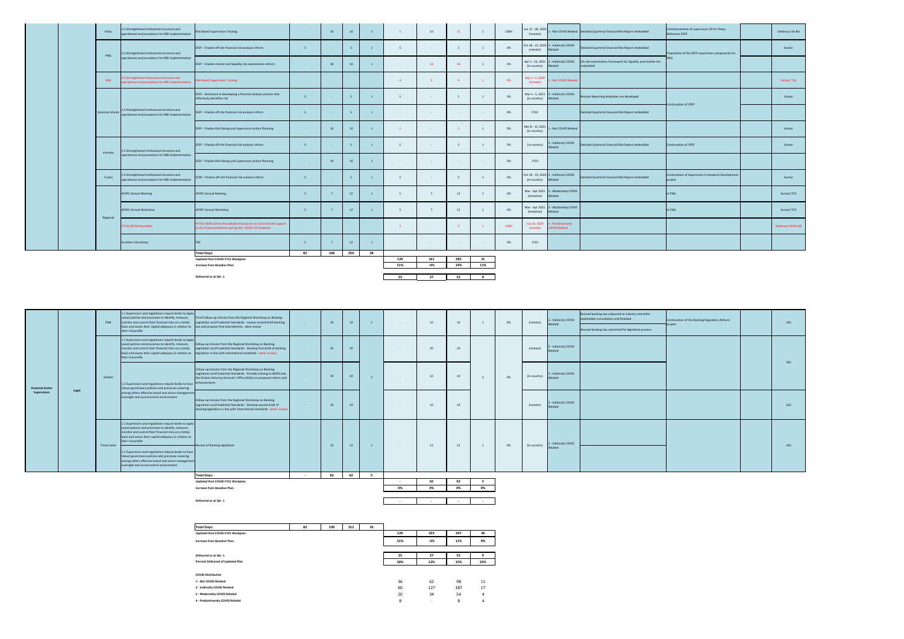| | | | | | | | | | | | | | | | | | | |
|---|---|---|---|---|---|---|---|---|---|---|---|---|---|---|---|---|---|---|
| | | Palau | 2.4 Strengthened institutional structure and operational and procedures for RBS implementation | Risk Based Supervision Training | - | 10 | 10 | 1 | 5 | 10 | 15 | 1 | 100% | Jun 15 - 28, 2020 (remote) | 1 - Not COVID Related | Detailed Quarterly Financial Risk Report embedded | Commencement of supervision CD for Palau. Reference SFEP. | Stefanou/ De Bie |
| | | PNG | 2.4 Strengthened institutional structure and operational and procedures for RBS implementation | SFEP - Finalize off-site financial risk analysis reform | 5 | - | 5 | 1 | 5 | - | 5 | 1 | 0% | Oct 18 - 22, 2020 (remote) | 2 - Indirectly COVID Related | Detailed Quarterly Financial Risk Report embedded | Finalization of the SFEP supervision components for PNG. | Kumar |
| | | | | SFEP - Finalize market and liquidity risk examination reform | - | 10 | 10 | 1 | - | 18 | 18 | 1 | 0% | Apr 5 - 16, 2021 (in-country) | 2 - Indirectly COVID Related | On-site examination framework for liquidity and market risk embedded | | |
| | | RMI | 2.4 Strengthened institutional structure and operational and procedures for RBS implementation | Risk Based Supervision Training | | | | | 4 | 5 | 9 | 1 | 0% | Sep 1 - 4, 2020 (remote) | 1 - Not COVID Related | | | Kumar/ Tija |
| | | Solomon Islands | 2.4 Strengthened institutional structure and operational and procedures for RBS implementation | SFEP - Assistance in developing a financial analysis process that effectively identifies risk | 5 | - | 5 | 1 | 5 | - | 5 | 1 | 0% | Mar 1 - 5, 2021 (in-country) | 2 - Indirectly COVID Related | Revised Reporting templates are developed | Continuation of SFEP | Kumar |
| | | | | SFEP - Finalize off-site financial risk analysis reform | 5 | - | 5 | 1 | - | - | - | - | 0% | FY22 | | Detailed Quarterly Financial Risk Report embedded | | |
| | | | | SFEP - Finalize Risk Rating and Supervisory Action Planning | - | 10 | 10 | 1 | 5 | - | 5 | 1 | 0% | Mar 8 - 12, 2021 (in-country) | 1 - Not COVID Related | | | Kumar |
| | | Vanuatu | 2.4 Strengthened institutional structure and operational and procedures for RBS implementation | SFEP - Finalize off-site financial risk analysis reform | 5 | - | 5 | 1 | 5 | - | 5 | 1 | 0% | (in-country) | 2 - Indirectly COVID Related | Detailed Quarterly Financial Risk Report embedded | Continuation of SFEP | Kumar |
| | | | | SFEP - Finalize Risk Rating and Supervisory Action Planning | - | 10 | 10 | 1 | - | - | - | - | 0% | FY22 | | | | |
| | | Tuvalu | 2.4 Strengthened institutional structure and operational and procedures for RBS implementation | SFDP - Finalize off-site financial risk analysis reform | 5 | - | 5 | 1 | 5 | - | 5 | 1 | 0% | Oct 19 - 23, 2020 (in-country) | 2 - Indirectly COVID Related | Detailed Quarterly Financial Risk Report embedded | Continuation of Supervision Framework Development project | Kumar |
| | | Regional | AFSPC Annual Meeting | AFSPC Annual Meeting | 5 | 7 | 12 | 1 | 5 | 7 | 12 | 1 | 0% | Mar - Apr 2021 (tentative) | 3 - Moderately COVID Related | | In PNG | Kumar/ STX |
| | | | AFSPC Annual Workshop | AFSPC Annual Workshop | 5 | 7 | 12 | 1 | 5 | 7 | 12 | 1 | 0% | Mar - Apr 2021 (tentative) | 3 - Moderately COVID Related | | In PNG | Kumar/ STX |
| | | | PFTAC MCM Roundtable | PFTAC-MCM Online Roundtable Discussion on Central Bank Support to the Financial Markets during the COVID-19 Pandemic | | | | | 2 | - | 2 | 1 | 100% | Jun 24, 2020 (remote) | 4 - Predominantly COVID Related | | | Stefanou/ MCM HQ |
| | | | Southern Workshop | TBC | 5 | 7 | 12 | 1 | - | - | - | - | 0% | FY22 | | | | |
| | | | | Total Days: | 82 | 168 | 250 | 28 | | | | | | | | | | |
| | | | | Updated Post COVID-FY21 Workplan: | | | | | 124 | 161 | 285 | 31 | | | | | | |
| | | | | Increase from Baseline Plan: | | | | | 51% | -4% | 14% | 11% | | | | | | |
| | | | | Delivered as at Qtr. 1 | | | | | 25 | 27 | 52 | 9 | | | | | | |

| | | | | | | | | | | | | | | | | | | |
|---|---|---|---|---|---|---|---|---|---|---|---|---|---|---|---|---|---|---|
| Financial Sector Supervision | Legal | FSM | 1.1 Supervisors and regulations require banks to apply sound policies and processes to identify, measure, monitor and control their financial risks on a timely basis and assess their capital adequacy in relation to their risk profile | Third Follow-up mission from the Regional Workshop on Banking Legislation and Prudential Standards - review revised draft banking law and propose final amendments - desk review | - | 10 | 10 | 1 | - | 10 | 10 | 1 | 0% | (remote) | 2 - Indirectly COVID Related | Revised banking law subjected to industry and other stakeholder consultation and finalized; Revised banking law submitted for legislative process | Continuation of the Banking Regulatory Reform project. | LEG |
| | | Kiribati | 1.1 Supervisors and regulations require banks to apply sound policies and processes to identify, measure, monitor and control their financial risks on a timely basis and assess their capital adequacy in relation to their risk profile | Follow-up mission from the Regional Workshop on Banking Legislation and Prudential Standards - Develop first draft of banking legislation in line with international standards - (desk review) | - | 20 | 20 | 3 | - | 20 | 20 | 3 | 0% | (remote) | 2 - Indirectly COVID Related | | | LEG |
| | | | 1.2 Supervisors and regulations require banks to have robust governance policies and processes covering among others effective board and senior management oversight and sound control environment. | Follow-up mission from the Regional Workshop on Banking Legislation and Prudential Standards - Provide training to MFED and the Kiribati Attorney General's Office (KAG) on proposed reform and enhancements | - | 10 | 10 | | - | 10 | 10 | | | (in-country) | 2 - Indirectly COVID Related | | | |
| | | | | Follow-up mission from the Regional Workshop on Banking Legislation and Prudential Standards - Develop second draft of banking legislation in line with international standards - (desk review) | - | 10 | 10 | | - | 10 | 10 | | | (remote) | 2 - Indirectly COVID Related | | | LEG |
| | | Timor-Leste | 1.1 Supervisors and regulations require banks to apply sound policies and processes to identify, measure, monitor and control their financial risks on a timely basis and assess their capital adequacy in relation to their risk profile; 1.2 Supervisors and regulations require banks to have robust governance policies and processes covering among others effective board and senior management oversight and sound control environment. | Review of Banking legislation | - | 12 | 12 | 1 | - | 12 | 12 | 1 | 0% | (in-country) | 2 - Indirectly COVID Related | | | LEG |
| | | | | Total Days: | - | 62 | 62 | 5 | | | | | | | | | | |
| | | | | Updated Post COVID-FY21 Workplan: | | | | | - | 62 | 62 | 5 | | | | | | |
| | | | | Increase from Baseline Plan: | | | | | 0% | 0% | 0% | 0% | | | | | | |
| | | | | Delivered as at Qtr. 1 | | | | | - | - | - | - | | | | | | |

| | | | | | | | | |
|---|---|---|---|---|---|---|---|---|
| Total Days: | 82 | 230 | 312 | 33 | | | | |
| Updated Post COVID-FY21 Workplan: | | | | | 124 | 223 | 347 | 36 |
| Increase from Baseline Plan: | | | | | 51% | -3% | 11% | 9% |
| Delivered as at Qtr. 1 | | | | | 25 | 27 | 52 | 9 |
| Percent Delivered of Updated Plan | | | | | 20% | 12% | 15% | 25% |
| COVID Distribution | | | | | | | | |
| 1 - Not COVID Related | | | | | 36 | 62 | 98 | 11 |
| 2 - Indirectly COVID Related | | | | | 60 | 127 | 187 | 17 |
| 3 - Moderately COVID Related | | | | | 20 | 34 | 54 | 4 |
| 4 - Predominantly COVID Related | | | | | 8 | - | 8 | 4 |